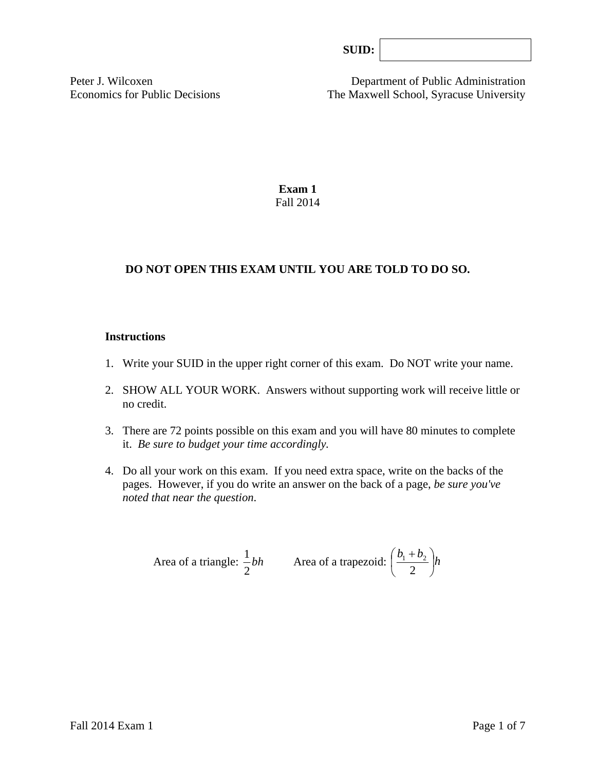**SUID:** 

Peter J. Wilcoxen
Economics for Public Decisions

Department of Public Administration
The Maxwell School, Syracuse University

# Exam 1

Fall 2014

**DO NOT OPEN THIS EXAM UNTIL YOU ARE TOLD TO DO SO.**

### Instructions

1. Write your SUID in the upper right corner of this exam. Do NOT write your name.
2. SHOW ALL YOUR WORK. Answers without supporting work will receive little or no credit.
3. There are 72 points possible on this exam and you will have 80 minutes to complete it. *Be sure to budget your time accordingly.*
4. Do all your work on this exam. If you need extra space, write on the backs of the pages. However, if you do write an answer on the back of a page, *be sure you've noted that near the question.*

Area of a triangle: $\frac{1}{2}bh$ Area of a trapezoid: $\left(\frac{b_1 + b_2}{2}\right)h$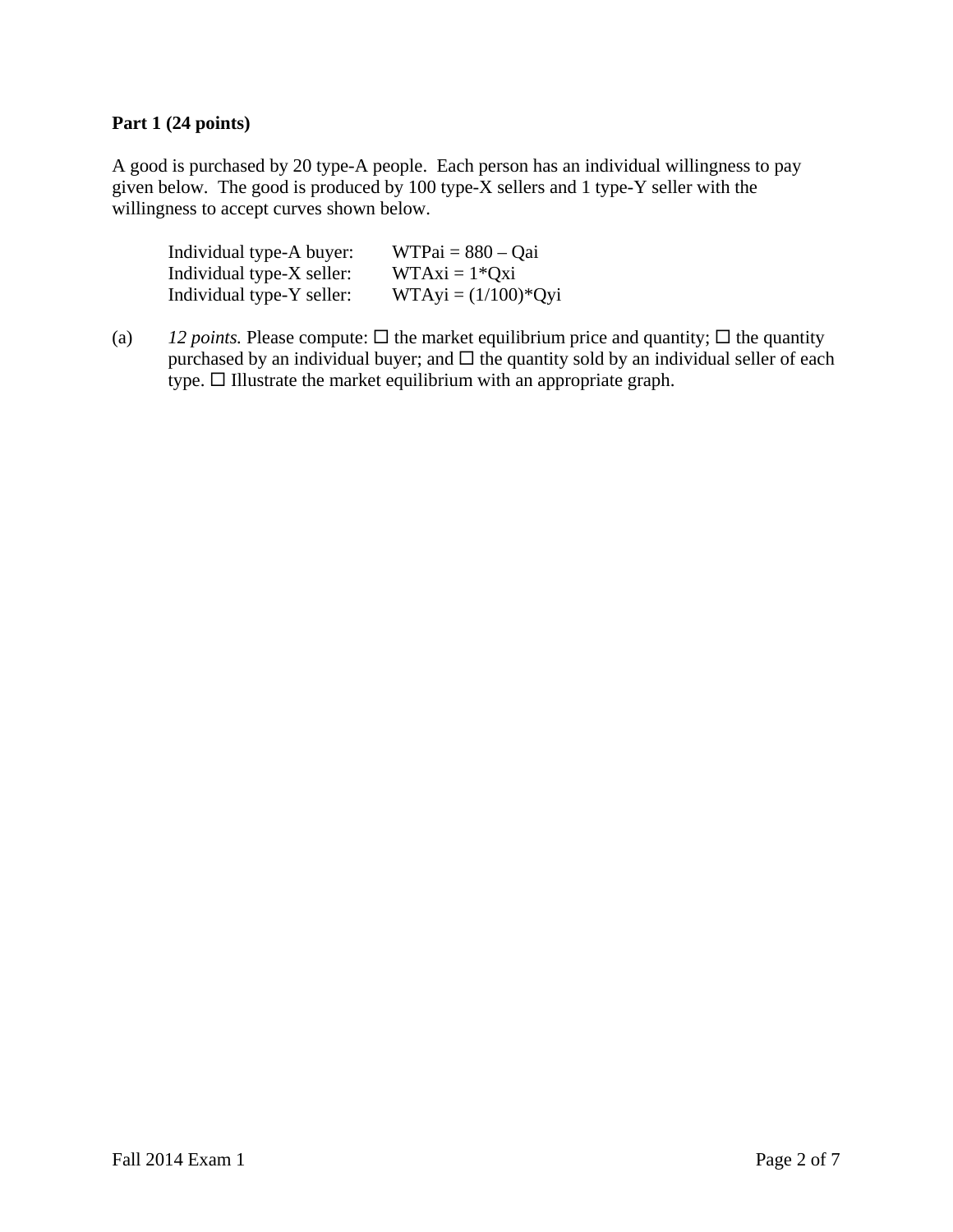**Part 1 (24 points)**

A good is purchased by 20 type-A people. Each person has an individual willingness to pay given below. The good is produced by 100 type-X sellers and 1 type-Y seller with the willingness to accept curves shown below.

| | |
|---|---|
| Individual type-A buyer: | $WTPai = 880 - Qai$ |
| Individual type-X seller: | $WTAxi = 1*Qxi$ |
| Individual type-Y seller: | $WTAyi = (1/100)*Qyi$ |

(a) *12 points.* Please compute: ☐ the market equilibrium price and quantity; ☐ the quantity purchased by an individual buyer; and ☐ the quantity sold by an individual seller of each type. ☐ Illustrate the market equilibrium with an appropriate graph.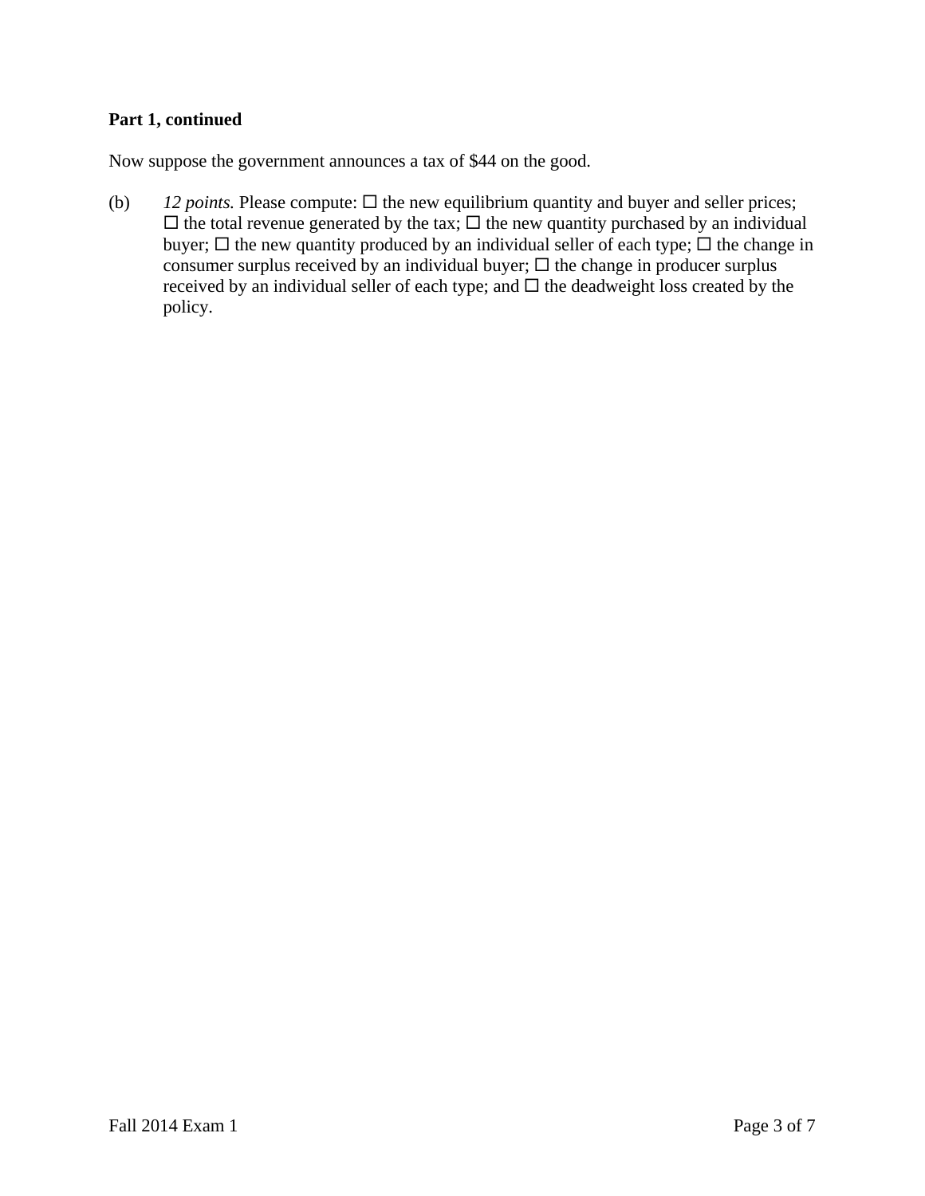**Part 1, continued**

Now suppose the government announces a tax of $44 on the good.

(b) *12 points.* Please compute: ☐ the new equilibrium quantity and buyer and seller prices; ☐ the total revenue generated by the tax; ☐ the new quantity purchased by an individual buyer; ☐ the new quantity produced by an individual seller of each type; ☐ the change in consumer surplus received by an individual buyer; ☐ the change in producer surplus received by an individual seller of each type; and ☐ the deadweight loss created by the policy.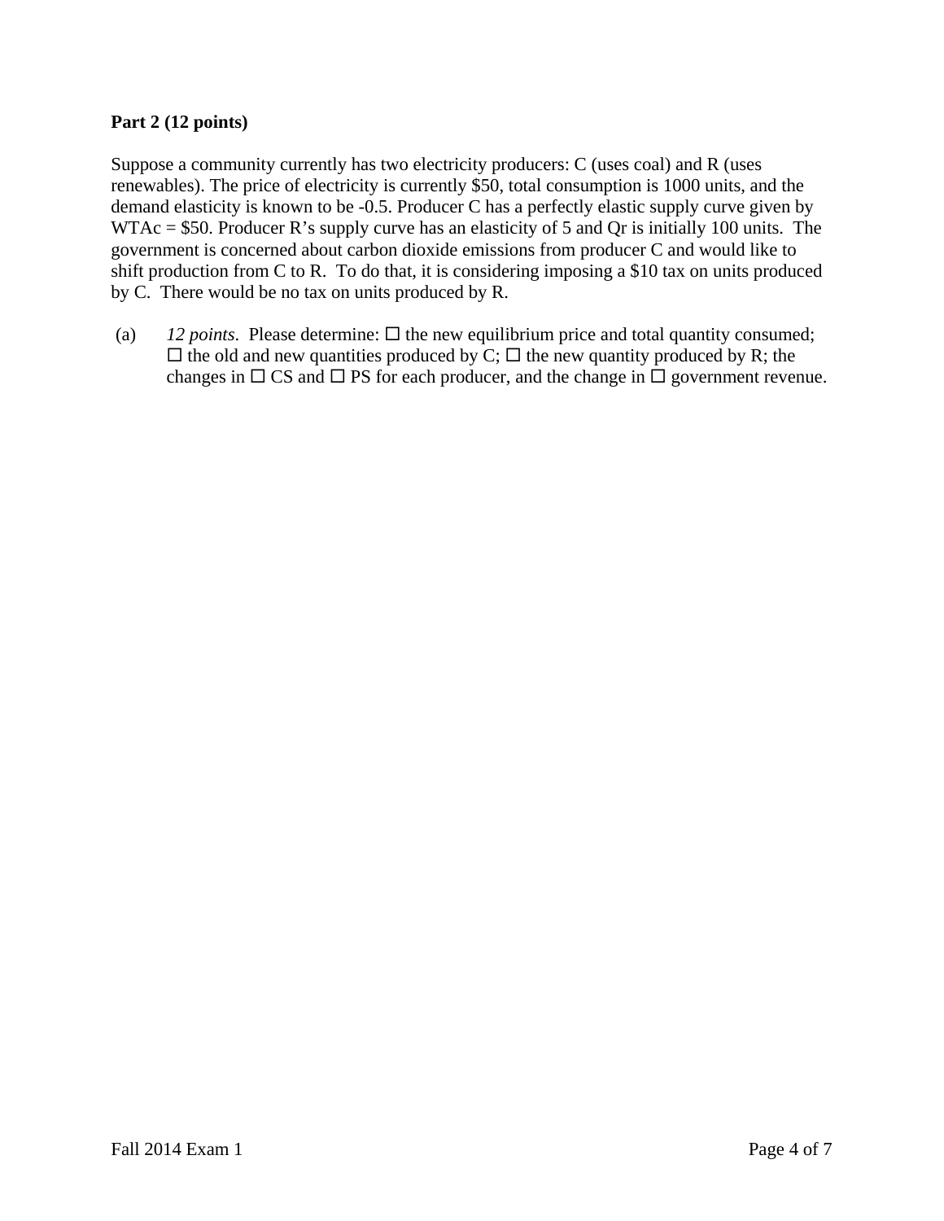**Part 2 (12 points)**

Suppose a community currently has two electricity producers: C (uses coal) and R (uses renewables). The price of electricity is currently \$50, total consumption is 1000 units, and the demand elasticity is known to be -0.5. Producer C has a perfectly elastic supply curve given by $WTA_c$ = \$50. Producer R's supply curve has an elasticity of 5 and $Q_r$ is initially 100 units. The government is concerned about carbon dioxide emissions from producer C and would like to shift production from C to R. To do that, it is considering imposing a \$10 tax on units produced by C. There would be no tax on units produced by R.

(a) *12 points*. Please determine: ☐ the new equilibrium price and total quantity consumed; ☐ the old and new quantities produced by C; ☐ the new quantity produced by R; the changes in ☐ CS and ☐ PS for each producer, and the change in ☐ government revenue.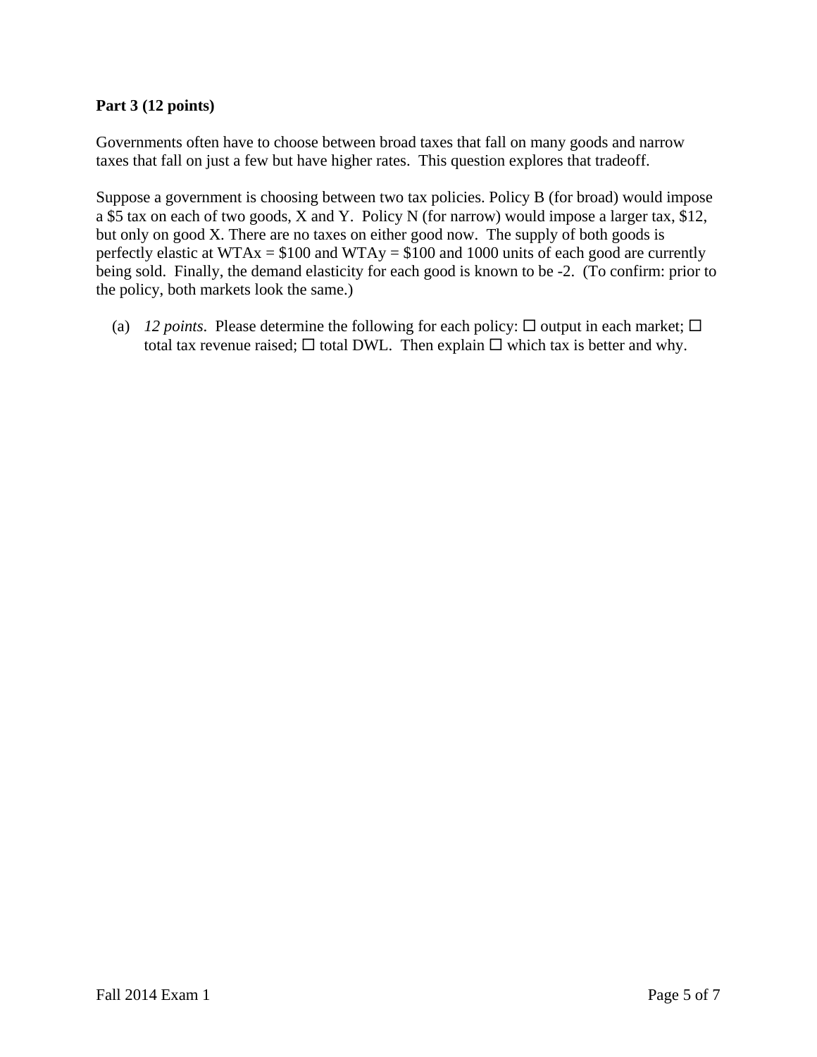**Part 3 (12 points)**

Governments often have to choose between broad taxes that fall on many goods and narrow taxes that fall on just a few but have higher rates. This question explores that tradeoff.

Suppose a government is choosing between two tax policies. Policy B (for broad) would impose a $5 tax on each of two goods, X and Y. Policy N (for narrow) would impose a larger tax, $12, but only on good X. There are no taxes on either good now. The supply of both goods is perfectly elastic at $WTA_x$ = $100 and $WTA_y$ = $100 and 1000 units of each good are currently being sold. Finally, the demand elasticity for each good is known to be -2. (To confirm: prior to the policy, both markets look the same.)

(a) *12 points*. Please determine the following for each policy: ☐ output in each market; ☐ total tax revenue raised; ☐ total DWL. Then explain ☐ which tax is better and why.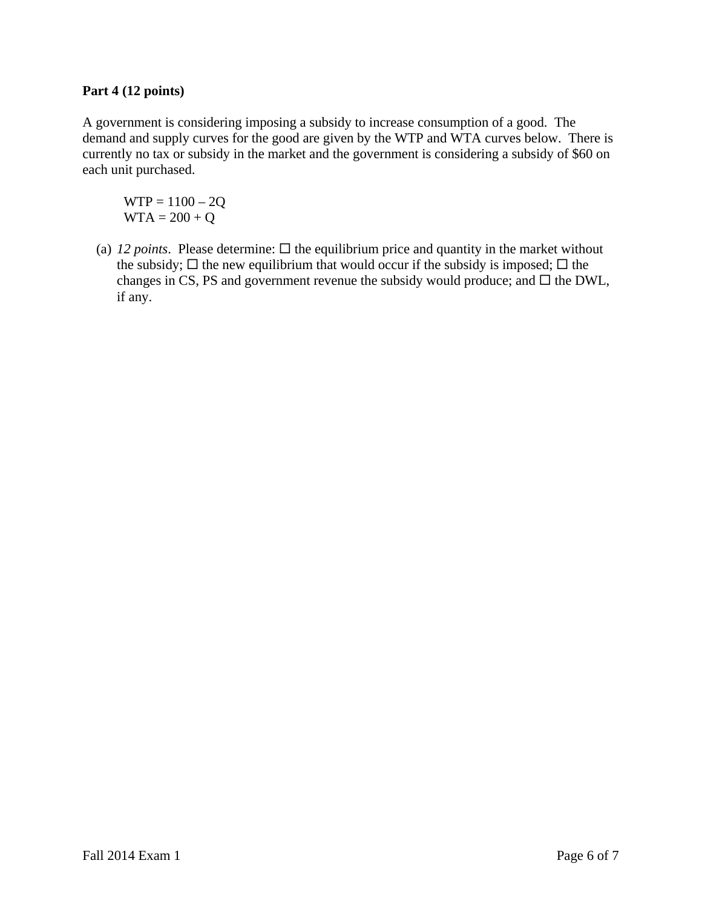**Part 4 (12 points)**

A government is considering imposing a subsidy to increase consumption of a good. The demand and supply curves for the good are given by the WTP and WTA curves below. There is currently no tax or subsidy in the market and the government is considering a subsidy of $60 on each unit purchased.

$$WTP = 1100 - 2Q$$
$$WTA = 200 + Q$$

(a) *12 points*. Please determine: ☐ the equilibrium price and quantity in the market without the subsidy; ☐ the new equilibrium that would occur if the subsidy is imposed; ☐ the changes in CS, PS and government revenue the subsidy would produce; and ☐ the DWL, if any.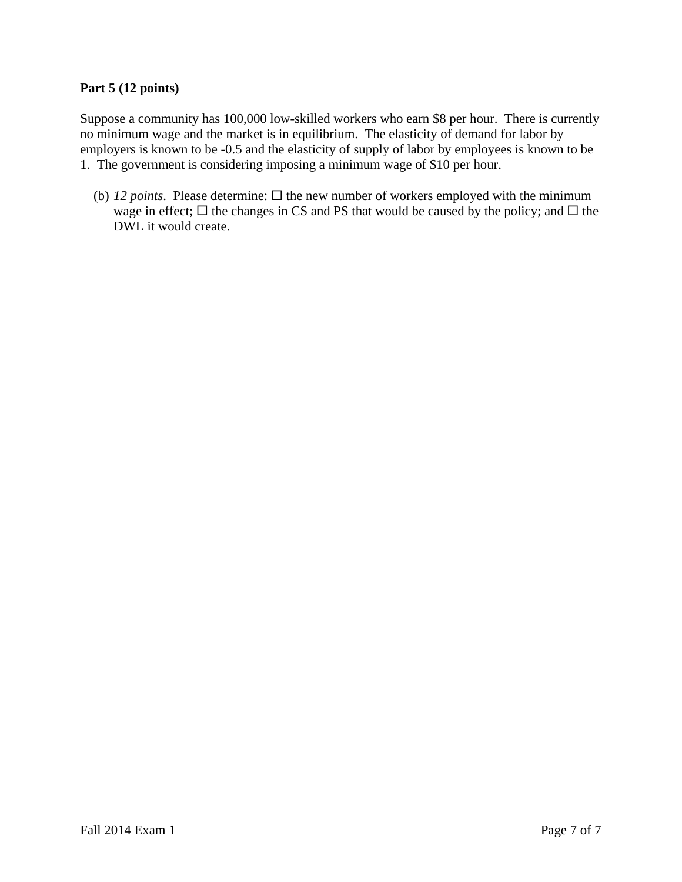**Part 5 (12 points)**

Suppose a community has 100,000 low-skilled workers who earn $8 per hour. There is currently no minimum wage and the market is in equilibrium. The elasticity of demand for labor by employers is known to be -0.5 and the elasticity of supply of labor by employees is known to be 1. The government is considering imposing a minimum wage of $10 per hour.

(b) *12 points*. Please determine: ☐ the new number of workers employed with the minimum wage in effect; ☐ the changes in CS and PS that would be caused by the policy; and ☐ the DWL it would create.